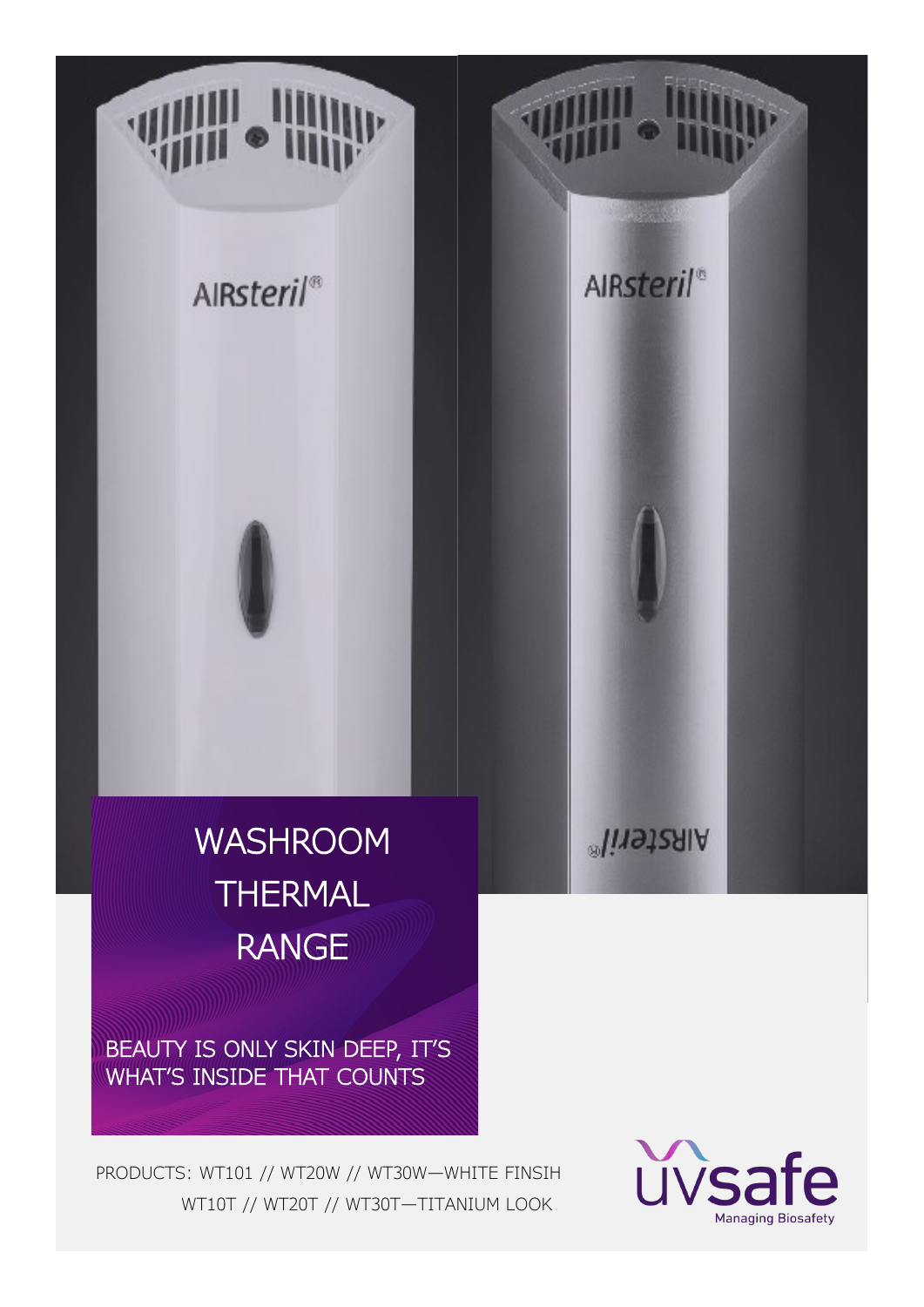# WASHROOM THERMAL RANGE

BEAUTY IS ONLY SKIN DEEP, IT'S WHAT'S INSIDE THAT COUNTS

PRODUCTS: WT101 // WT20W // WT30W—WHITE FINSIH

WT10T // WT20T // WT30T—TITANIUM LOOK

uvsafe

Managing Biosafety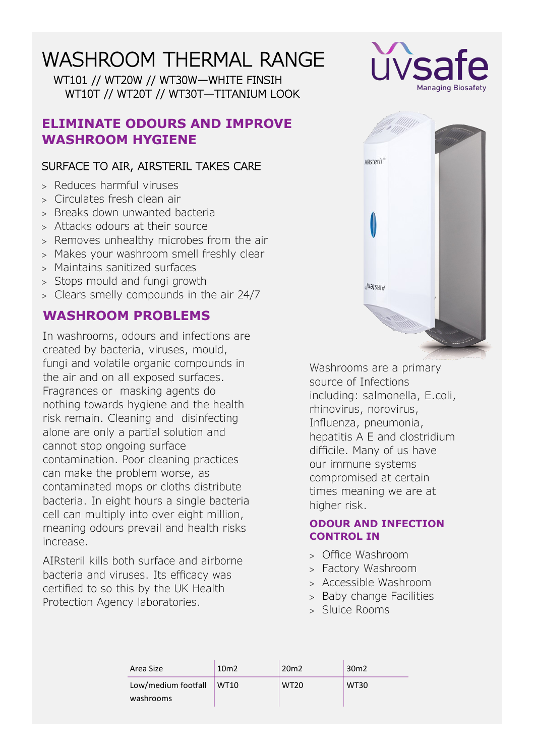# WASHROOM THERMAL RANGE

WT101 // WT20W // WT30W—WHITE FINSIH
WT10T // WT20T // WT30T—TITANIUM LOOK

uvsafe
Managing Biosafety

## ELIMINATE ODOURS AND IMPROVE WASHROOM HYGIENE

### SURFACE TO AIR, AIRSTERIL TAKES CARE

- Reduces harmful viruses
- Circulates fresh clean air
- Breaks down unwanted bacteria
- Attacks odours at their source
- Removes unhealthy microbes from the air
- Makes your washroom smell freshly clear
- Maintains sanitized surfaces
- Stops mould and fungi growth
- Clears smelly compounds in the air 24/7

## WASHROOM PROBLEMS

In washrooms, odours and infections are created by bacteria, viruses, mould, fungi and volatile organic compounds in the air and on all exposed surfaces. Fragrances or masking agents do nothing towards hygiene and the health risk remain. Cleaning and disinfecting alone are only a partial solution and cannot stop ongoing surface contamination. Poor cleaning practices can make the problem worse, as contaminated mops or cloths distribute bacteria. In eight hours a single bacteria cell can multiply into over eight million, meaning odours prevail and health risks increase.

AIRsteril kills both surface and airborne bacteria and viruses. Its efficacy was certified to so this by the UK Health Protection Agency laboratories.

Washrooms are a primary source of Infections including: salmonella, E.coli, rhinovirus, norovirus, Influenza, pneumonia, hepatitis A E and clostridium difficile. Many of us have our immune systems compromised at certain times meaning we are at higher risk.

## ODOUR AND INFECTION CONTROL IN

- Office Washroom
- Factory Washroom
- Accessible Washroom
- Baby change Facilities
- Sluice Rooms

| Area Size | 10m2 | 20m2 | 30m2 |
|---|---|---|---|
| Low/medium footfall washrooms | WT10 | WT20 | WT30 |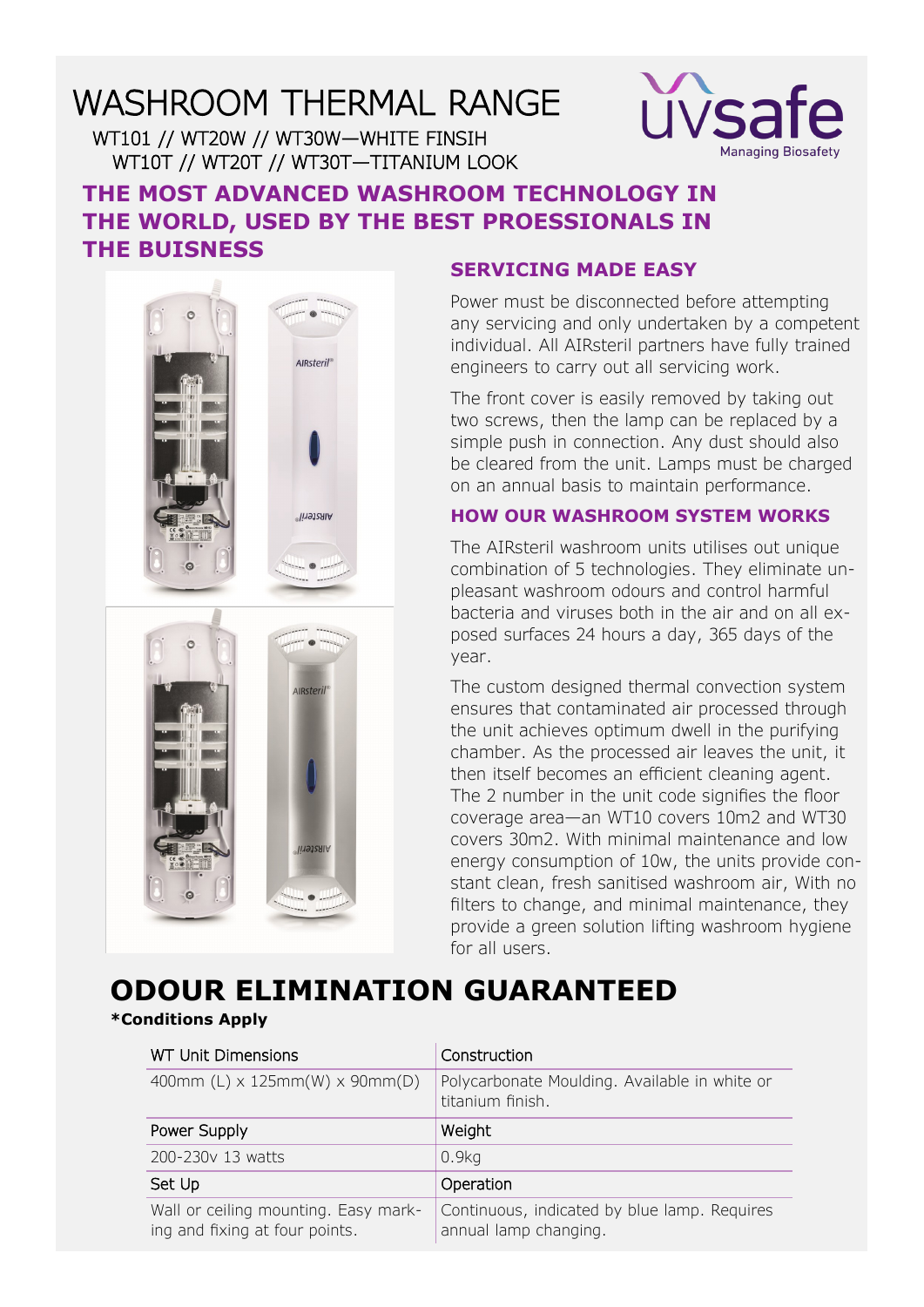# WASHROOM THERMAL RANGE

WT101 // WT20W // WT30W—WHITE FINSIH
WT10T // WT20T // WT30T—TITANIUM LOOK

uvsafe
Managing Biosafety

## THE MOST ADVANCED WASHROOM TECHNOLOGY IN THE WORLD, USED BY THE BEST PROESSIONALS IN THE BUISNESS

### SERVICING MADE EASY

Power must be disconnected before attempting any servicing and only undertaken by a competent individual. All AIRsteril partners have fully trained engineers to carry out all servicing work.

The front cover is easily removed by taking out two screws, then the lamp can be replaced by a simple push in connection. Any dust should also be cleared from the unit. Lamps must be charged on an annual basis to maintain performance.

### HOW OUR WASHROOM SYSTEM WORKS

The AIRsteril washroom units utilises out unique combination of 5 technologies. They eliminate unpleasant washroom odours and control harmful bacteria and viruses both in the air and on all exposed surfaces 24 hours a day, 365 days of the year.

The custom designed thermal convection system ensures that contaminated air processed through the unit achieves optimum dwell in the purifying chamber. As the processed air leaves the unit, it then itself becomes an efficient cleaning agent. The 2 number in the unit code signifies the floor coverage area—an WT10 covers 10m2 and WT30 covers 30m2. With minimal maintenance and low energy consumption of 10w, the units provide constant clean, fresh sanitised washroom air, With no filters to change, and minimal maintenance, they provide a green solution lifting washroom hygiene for all users.

## ODOUR ELIMINATION GUARANTEED

**\*Conditions Apply**

| WT Unit Dimensions | Construction |
|---|---|
| 400mm (L) x 125mm(W) x 90mm(D) | Polycarbonate Moulding. Available in white or titanium finish. |
| Power Supply | Weight |
| 200-230v 13 watts | 0.9kg |
| Set Up | Operation |
| Wall or ceiling mounting. Easy marking and fixing at four points. | Continuous, indicated by blue lamp. Requires annual lamp changing. |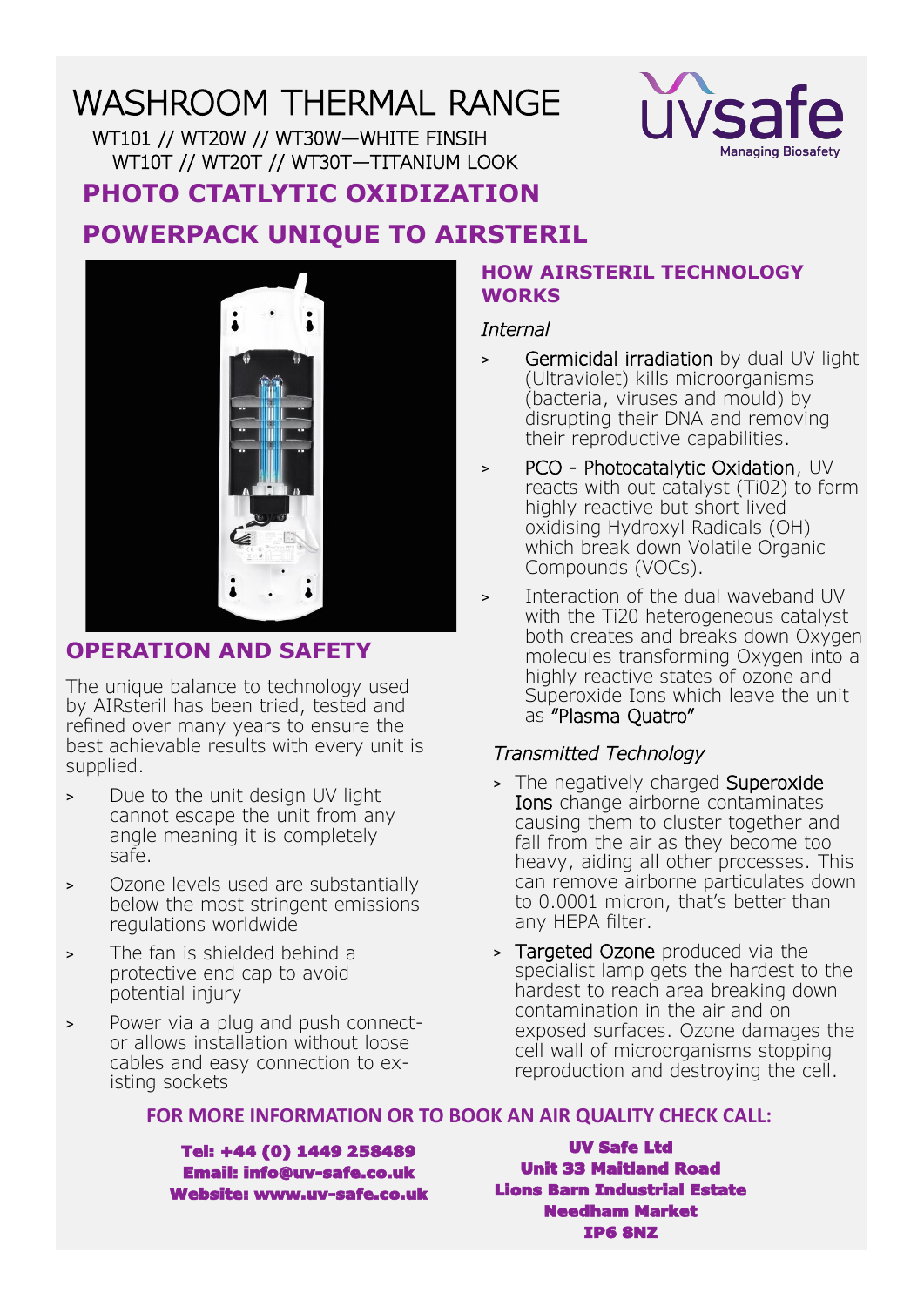# WASHROOM THERMAL RANGE

WT101 // WT20W // WT30W—WHITE FINSIH
WT10T // WT20T // WT30T—TITANIUM LOOK

uvsafe
Managing Biosafety

## PHOTO CTATLYTIC OXIDIZATION

## POWERPACK UNIQUE TO AIRSTERIL

## OPERATION AND SAFETY

The unique balance to technology used by AIRsteril has been tried, tested and refined over many years to ensure the best achievable results with every unit is supplied.

- Due to the unit design UV light cannot escape the unit from any angle meaning it is completely safe.
- Ozone levels used are substantially below the most stringent emissions regulations worldwide
- The fan is shielded behind a protective end cap to avoid potential injury
- Power via a plug and push connect-or allows installation without loose cables and easy connection to ex-isting sockets

## HOW AIRSTERIL TECHNOLOGY WORKS

*Internal*

- Germicidal irradiation by dual UV light (Ultraviolet) kills microorganisms (bacteria, viruses and mould) by disrupting their DNA and removing their reproductive capabilities.
- PCO - Photocatalytic Oxidation, UV reacts with out catalyst (Ti02) to form highly reactive but short lived oxidising Hydroxyl Radicals (OH) which break down Volatile Organic Compounds (VOCs).
- Interaction of the dual waveband UV with the Ti20 heterogeneous catalyst both creates and breaks down Oxygen molecules transforming Oxygen into a highly reactive states of ozone and Superoxide Ions which leave the unit as "Plasma Quatro"

*Transmitted Technology*

- The negatively charged Superoxide Ions change airborne contaminates causing them to cluster together and fall from the air as they become too heavy, aiding all other processes. This can remove airborne particulates down to 0.0001 micron, that's better than any HEPA filter.
- Targeted Ozone produced via the specialist lamp gets the hardest to the hardest to reach area breaking down contamination in the air and on exposed surfaces. Ozone damages the cell wall of microorganisms stopping reproduction and destroying the cell.

**FOR MORE INFORMATION OR TO BOOK AN AIR QUALITY CHECK CALL:**

**Tel: +44 (0) 1449 258489**
**Email: info@uv-safe.co.uk**
**Website: www.uv-safe.co.uk**

**UV Safe Ltd**
**Unit 33 Maitland Road**
**Lions Barn Industrial Estate**
**Needham Market**
**IP6 8NZ**